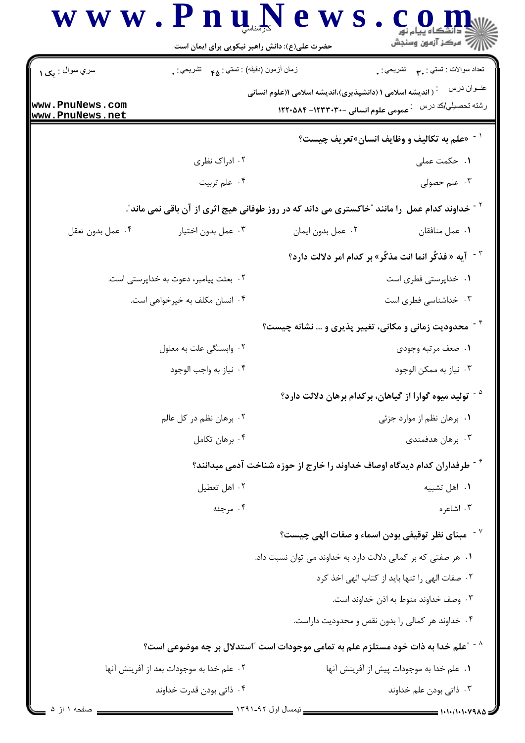سري سوال : یک ۱

زمان آزمون (دقیقه) : تستي : ۴۵ تشريحي : ۰

تعداد سوالات : تستي : ۳۰ تشريحي : ۰

عنوان درس : ( اندیشه اسلامی ۱ (دانشپذیری)،اندیشه اسلامی ۱(علوم انسانی

رشته تحصيلي/کد درس : عمومی علوم انسانی ۱۲۳۳۰۳۰- ۱۲۲۰۵۸۴

۱- «علم به تکالیف و وظایف انسان»تعریف چیست؟

۱. حکمت عملی

۲. ادراک نظری

۳. علم حصولی

۴. علم تربیت

۲- خداوند کدام عمل را مانند "خاکستری می داند که در روز طوفانی هیچ اثری از آن باقی نمی ماند".

۱. عمل منافقان

۲. عمل بدون ایمان

۳. عمل بدون اختیار

۴. عمل بدون تعقل

۳- آیه « فذکّر انما انت مذکّر» بر کدام امر دلالت دارد؟

۱. خداپرستی فطری است

۲. بعثت پیامبر، دعوت به خداپرستی است.

۳. خداشناسی فطری است

۴. انسان مکلف به خیرخواهی است.

۴- محدودیت زمانی و مکانی، تغییر پذیری و ... نشانه چیست؟

۱. ضعف مرتبه وجودی

۲. وابستگی علت به معلول

۳. نیاز به ممکن الوجود

۴. نیاز به واجب الوجود

۵- تولید میوه گوارا از گیاهان، برکدام برهان دلالت دارد؟

۱. برهان نظم از موارد جزئی

۲. برهان نظم در کل عالم

۳. برهان هدفمندی

۴. برهان تکامل

۶- طرفداران کدام دیدگاه اوصاف خداوند را خارج از حوزه شناخت آدمی میدانند؟

۱. اهل تشبیه

۲. اهل تعطیل

۳. اشاعره

۴. مرجئه

۷- مبنای نظر توقیفی بودن اسماء و صفات الهی چیست؟

۱. هر صفتی که بر کمالی دلالت دارد به خداوند می توان نسبت داد.

۲. صفات الهی را تنها باید از کتاب الهی اخذ کرد

۳. وصف خداوند منوط به اذن خداوند است.

۴. خداوند هر کمالی را بدون نقص و محدودیت داراست.

۸- "علم خدا به ذات خود مستلزم علم به تمامی موجودات است "استدلال بر چه موضوعی است؟

۱. علم خدا به موجودات پیش از آفرینش آنها

۲. علم خدا به موجودات بعد از آفرینش آنها

۳. ذاتی بودن علم خداوند

۴. ذاتی بودن قدرت خداوند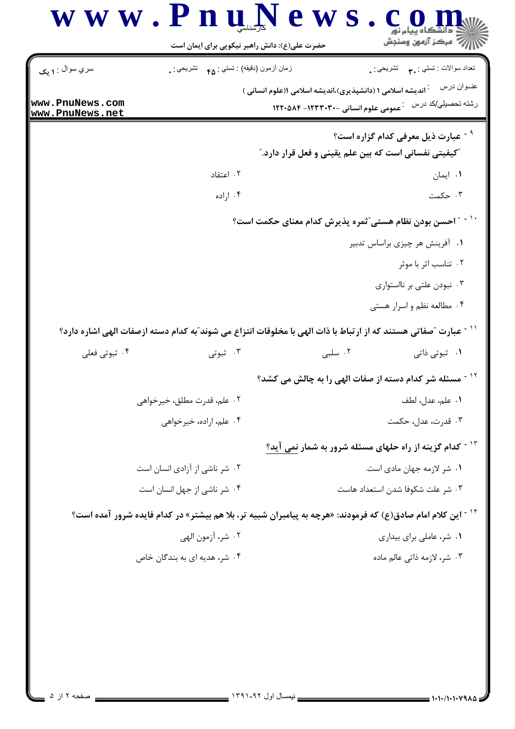تعداد سوالات : تستی : ۳۰ تشریحی : ۰ | زمان آزمون (دقیقه) : تستی : ۴۵ تشریحی : ۰ | سری سوال : ۱ یک

عنوان درس : اندیشه اسلامی ۱ (دانشپذیری)،اندیشه اسلامی ۱(علوم انسانی )

رشته تحصیلی/کد درس : عمومی علوم انسانی -۱۲۳۳۰۳۰- ۱۲۲۰۵۸۴

۹- **عبارت ذیل معرفی کدام گزاره است؟**

**"کیفیتی نفسانی است که بین علم یقینی و فعل قرار دارد."**

۱. ایمان

۲. اعتقاد

۳. حکمت

۴. اراده

۱۰- **" احسن بودن نظام هستی"ثمره پذیرش کدام معنای حکمت است؟**

۱. آفرینش هر چیزی براساس تدبیر

۲. تناسب اثر با موثر

۳. نبودن علتی بر نااستواری

۴. مطالعه نظم و اسرار هستی

۱۱- **عبارت "صفاتی هستند که از ارتباط با ذات الهی با مخلوقات انتزاع می شوند"به کدام دسته ازصفات الهی اشاره دارد؟**

۱. ثبوتی ذاتی

۲. سلبی

۳. ثبوتی

۴. ثبوتی فعلی

۱۲- **مسئله شر کدام دسته از صفات الهی را به چالش می کشد؟**

۱. علم، عدل، لطف

۲. علم، قدرت مطلق، خیرخواهی

۳. قدرت، عدل، حکمت

۴. علم، اراده، خیرخواهی

۱۳- **کدام گزینه از راه حلهای مسئله شرور به شمار نمی آید؟**

۱. شر لازمه جهان مادی است.

۲. شر ناشی از آزادی انسان است

۳. شر علت شکوفا شدن استعداد هاست

۴. شر ناشی از جهل انسان است

۱۴- **این کلام امام صادق(ع) که فرمودند: «هرچه به پیامبران شبیه تر، بلا هم بیشتر» در کدام فایده شرور آمده است؟**

۱. شر، عاملی برای بیداری

۲. شر، آزمون الهی

۳. شر، لازمه ذاتی عالم ماده

۴. شر، هدیه ای به بندگان خاص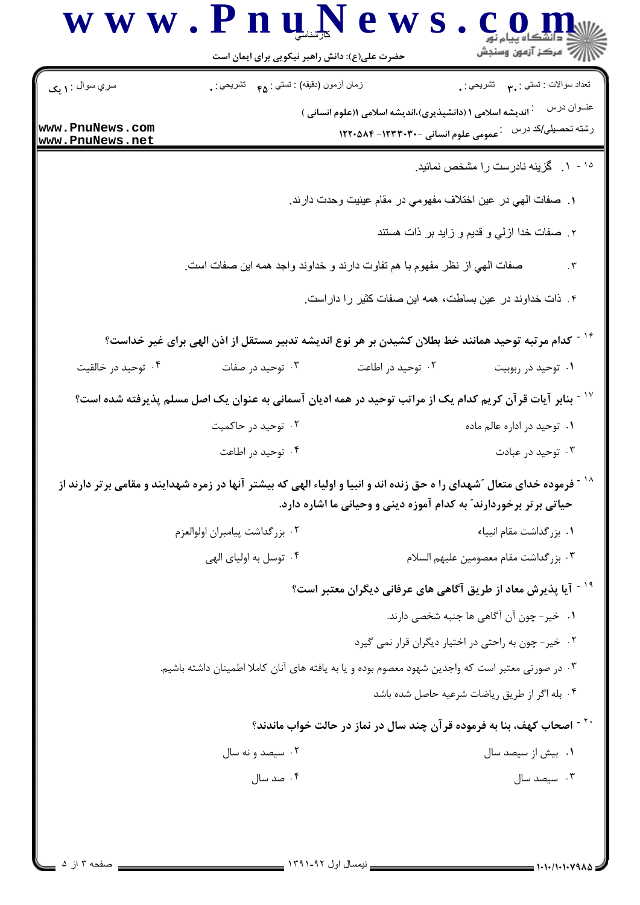۱۵ - ۱. گزینه نادرست را مشخص نمائید.

۱. صفات الهي در عين اختلاف مفهومي در مقام عينيت وحدت دارند.

۲. صفات خدا ازلي و قديم و زايد بر ذات هستند

۳. صفات الهي از نظر مفهوم با هم تفاوت دارند و خداوند واجد همه اين صفات است.

۴. ذات خداوند در عين بساطت، همه اين صفات کثير را داراست.

**۱۶ - کدام مرتبه توحید همانند خط بطلان کشیدن بر هر نوع اندیشه تدبیر مستقل از اذن الهی برای غیر خداست؟**

۱. توحید در ربوبیت

۲. توحید در اطاعت

۳. توحید در صفات

۴. توحید در خالقیت

**۱۷ - بنابر آیات قرآن کریم کدام یک از مراتب توحید در همه ادیان آسمانی به عنوان یک اصل مسلم پذیرفته شده است؟**

۱. توحید در اداره عالم ماده

۲. توحید در حاکمیت

۳. توحید در عبادت

۴. توحید در اطاعت

**۱۸ - فرموده خدای متعال "شهدای را ه حق زنده اند و انبیا و اولیاء الهی که بیشتر آنها در زمره شهدایند و مقامی برتر دارند از حیاتی برتر برخوردارند" به کدام آموزه دینی و وحیانی ما اشاره دارد.**

۱. بزرگداشت مقام انبیاء

۲. بزرگداشت پیامبران اولوالعزم

۳. بزرگداشت مقام معصومین علیهم السلام

۴. توسل به اولیای الهی

**۱۹ - آیا پذیرش معاد از طریق آگاهی های عرفانی دیگران معتبر است؟**

۱. خیر- چون آن آگاهی ها جنبه شخصی دارند.

۲. خیر- چون به راحتی در اختیار دیگران قرار نمی گیرد

۳. در صورتی معتبر است که واجدین شهود معصوم بوده و یا به یافته های آنان کاملا اطمینان داشته باشیم.

۴. بله اگر از طریق ریاضات شرعیه حاصل شده باشد

**۲۰ - اصحاب کهف، بنا به فرموده قرآن چند سال در نماز در حالت خواب ماندند؟**

۱. بیش از سیصد سال

۲. سیصد و نه سال

۳. سیصد سال

۴. صد سال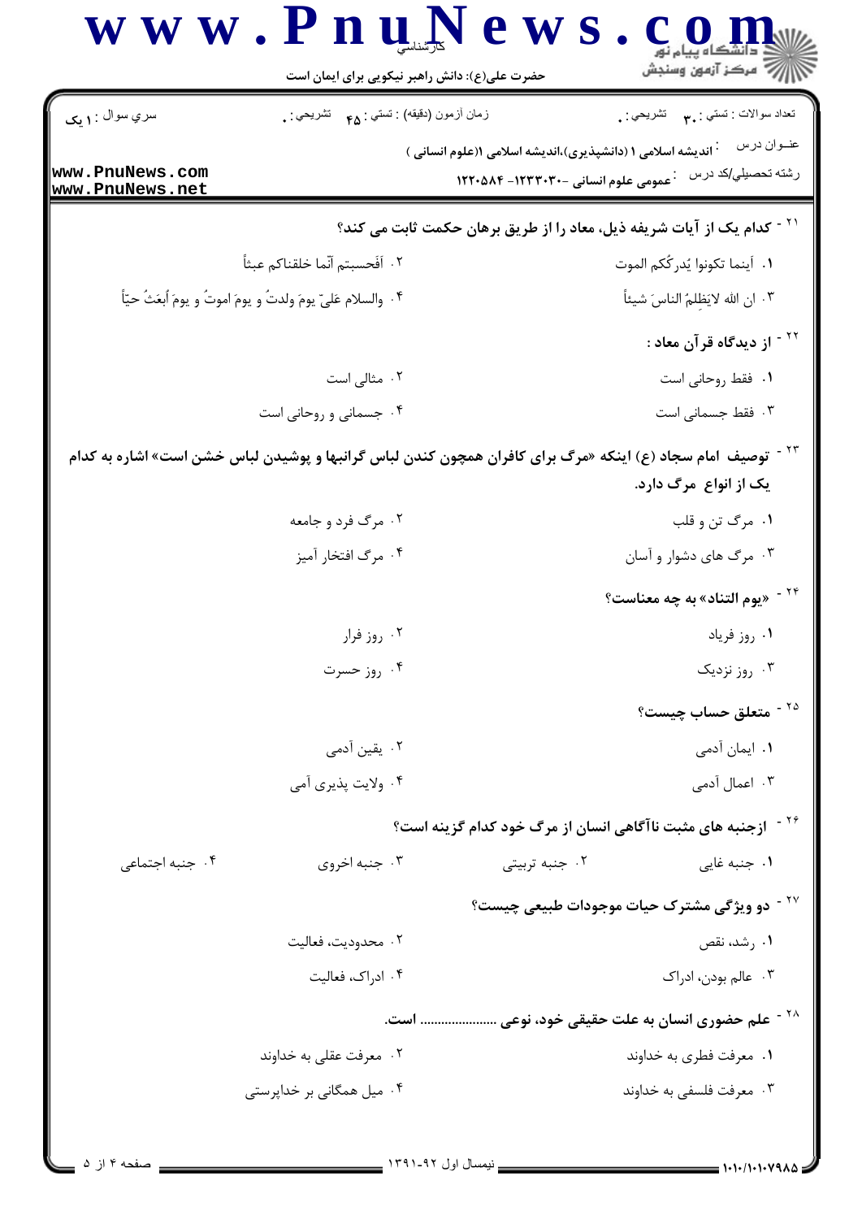سري سوال : ۱ یک

زمان آزمون (دقیقه) : تستي : ۴۵ تشريحي : ۰

تعداد سوالات : تستي : ۳۰ تشريحي : ۰

عنوان درس : اندیشه اسلامی ۱ (دانشپذیری)،اندیشه اسلامی ۱(علوم انسانی )

رشته تحصيلي/کد درس : عمومی علوم انسانی -۱۲۳۳۰۳۰- ۱۲۲۰۵۸۴

۲۱ - کدام یک از آیات شریفه ذیل، معاد را از طریق برهان حکمت ثابت می کند؟

۱. أینما تکونوا یُدرکّکم الموت

۲. أفَحسبتم أنّما خلقناکم عبثاً

۳. ان الله لایَظلِمُ الناسَ شیئاً

۴. والسلام عَلیّ یومَ ولدتُ و یومَ اموتُ و یومَ أُبعَثُ حیّاً

۲۲ - از دیدگاه قرآن معاد :

۱. فقط روحانی است

۲. مثالی است

۳. فقط جسمانی است

۴. جسمانی و روحانی است

۲۳ - توصیف امام سجاد (ع) اینکه «مرگ برای کافران همچون کندن لباس گرانبها و پوشیدن لباس خشن است» اشاره به کدام یک از انواع مرگ دارد.

۱. مرگ تن و قلب

۲. مرگ فرد و جامعه

۳. مرگ های دشوار و آسان

۴. مرگ افتخار آمیز

۲۴ - «یوم التناد» به چه معناست؟

۱. روز فریاد

۲. روز فرار

۳. روز نزدیک

۴. روز حسرت

۲۵ - متعلق حساب چیست؟

۱. ایمان آدمی

۲. یقین آدمی

۳. اعمال آدمی

۴. ولایت پذیری آمی

۲۶ - ازجنبه های مثبت ناآگاهی انسان از مرگ خود کدام گزینه است؟

۱. جنبه غایی

۲. جنبه تربیتی

۳. جنبه اخروی

۴. جنبه اجتماعی

۲۷ - دو ویژگی مشترک حیات موجودات طبیعی چیست؟

۱. رشد، نقص

۲. محدودیت، فعالیت

۳. عالم بودن، ادراک

۴. ادراک، فعالیت

۲۸ - علم حضوری انسان به علت حقیقی خود، نوعی ..................... است.

۱. معرفت فطری به خداوند

۲. معرفت عقلی به خداوند

۳. معرفت فلسفی به خداوند

۴. میل همگانی بر خداپرستی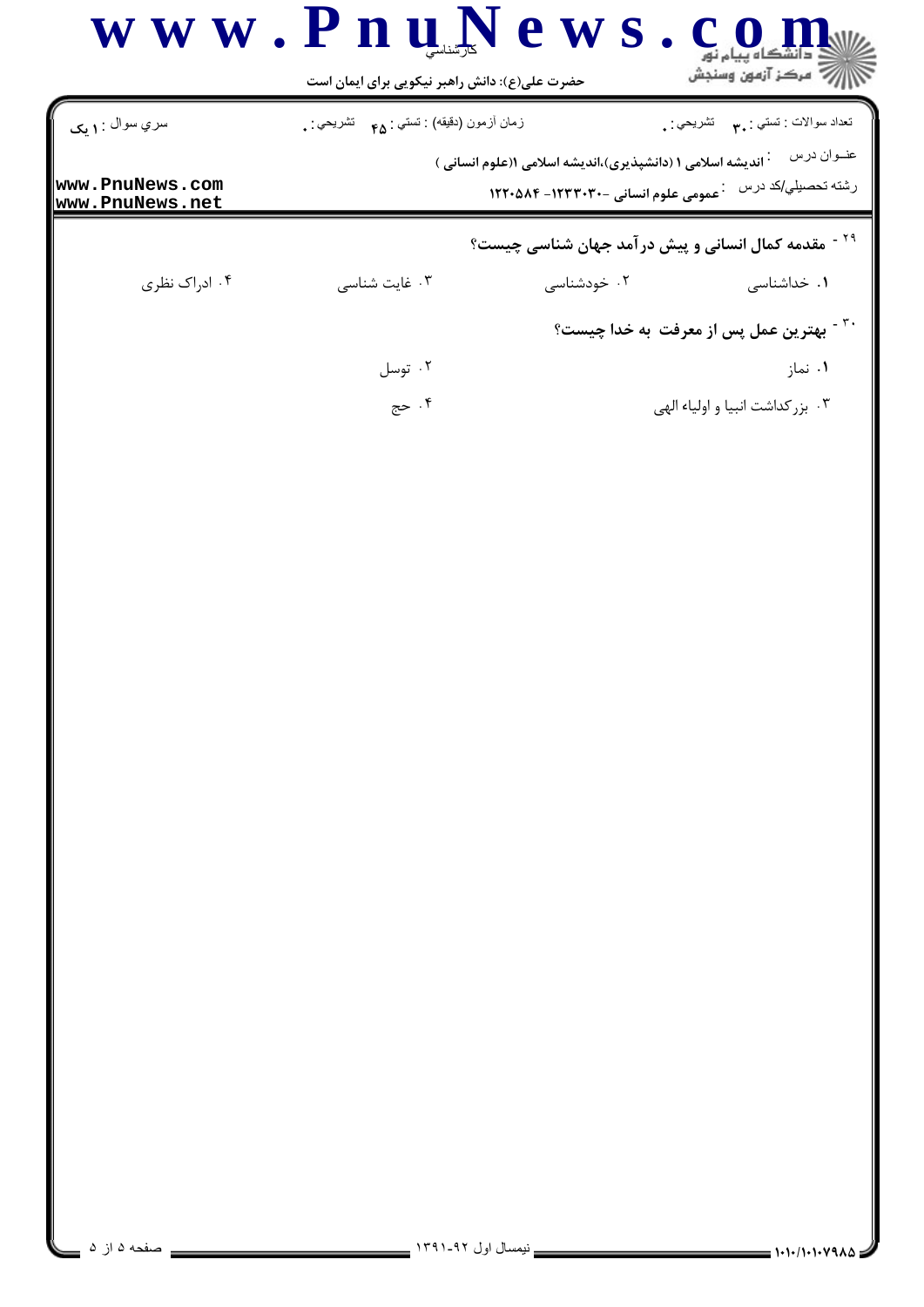۲۹ - مقدمه کمال انسانی و پیش درآمد جهان شناسی چیست؟

۱. خداشناسی
۲. خودشناسی
۳. غایت شناسی
۴. ادراک نظری

۳۰ - بهترین عمل پس از معرفت به خدا چیست؟

۱. نماز
۲. توسل
۳. بزرگداشت انبیا و اولیاء الهی
۴. حج